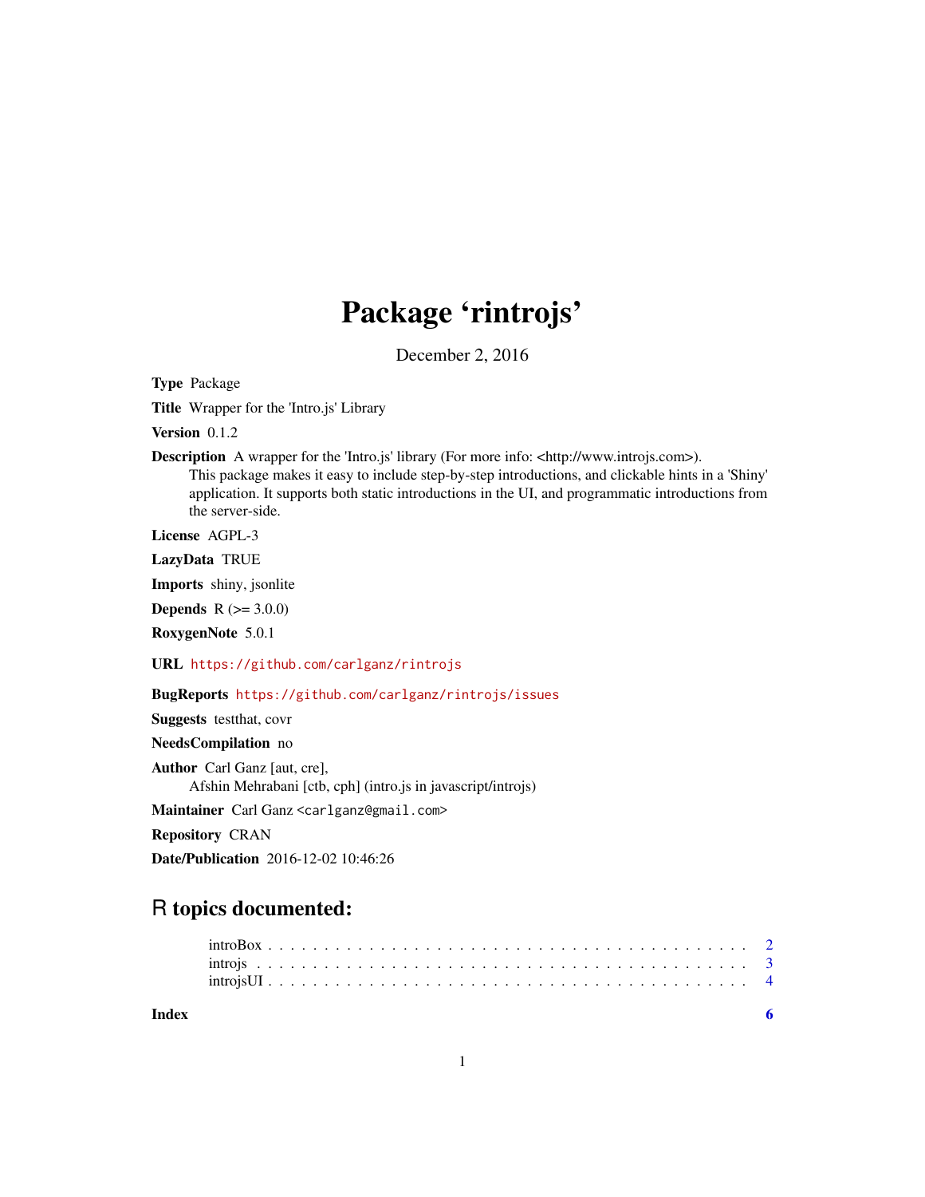# Package 'rintrojs'

December 2, 2016

**Type** Package

**Title** Wrapper for the 'Intro.js' Library

**Version** 0.1.2

**Description** A wrapper for the 'Intro.js' library (For more info: <http://www.introjs.com>). This package makes it easy to include step-by-step introductions, and clickable hints in a 'Shiny' application. It supports both static introductions in the UI, and programmatic introductions from the server-side.

**License** AGPL-3

**LazyData** TRUE

**Imports** shiny, jsonlite

**Depends** R (>= 3.0.0)

**RoxygenNote** 5.0.1

**URL** https://github.com/carlganz/rintrojs

**BugReports** https://github.com/carlganz/rintrojs/issues

**Suggests** testthat, covr

**NeedsCompilation** no

**Author** Carl Ganz [aut, cre], Afshin Mehrabani [ctb, cph] (intro.js in javascript/introjs)

**Maintainer** Carl Ganz <carlganz@gmail.com>

**Repository** CRAN

**Date/Publication** 2016-12-02 10:46:26

## R topics documented:

- introBox . . . . . . . . . . . . . . . . . . . . . . . . . . . . . . . . . . . . . . . . . . 2
- introjs . . . . . . . . . . . . . . . . . . . . . . . . . . . . . . . . . . . . . . . . . . . 3
- introjsUI . . . . . . . . . . . . . . . . . . . . . . . . . . . . . . . . . . . . . . . . . . 4

**Index** 6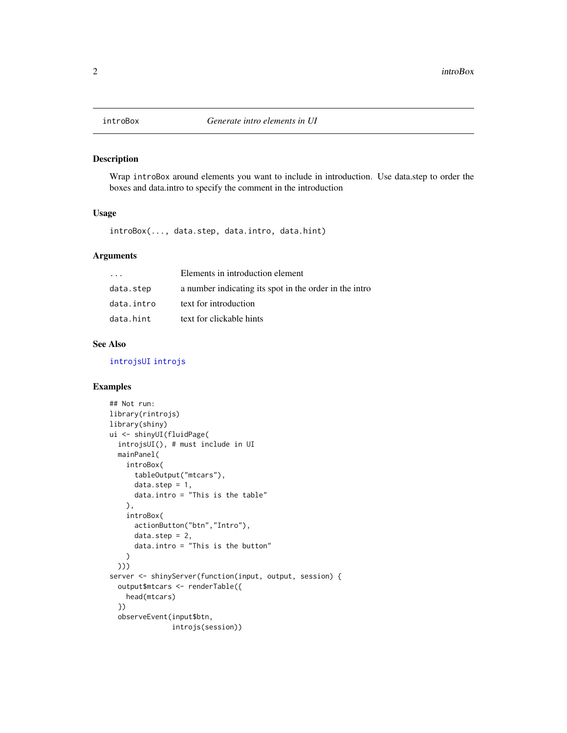## introBox — *Generate intro elements in UI*

### Description

Wrap `introBox` around elements you want to include in introduction. Use data.step to order the boxes and data.intro to specify the comment in the introduction

### Usage

```
introBox(..., data.step, data.intro, data.hint)
```

### Arguments

| | |
|---|---|
| `...` | Elements in introduction element |
| `data.step` | a number indicating its spot in the order in the intro |
| `data.intro` | text for introduction |
| `data.hint` | text for clickable hints |

### See Also

`introjsUI` `introjs`

### Examples

```
## Not run:
library(rintrojs)
library(shiny)
ui <- shinyUI(fluidPage(
  introjsUI(), # must include in UI
  mainPanel(
    introBox(
      tableOutput("mtcars"),
      data.step = 1,
      data.intro = "This is the table"
    ),
    introBox(
      actionButton("btn","Intro"),
      data.step = 2,
      data.intro = "This is the button"
    )
  )))
server <- shinyServer(function(input, output, session) {
  output$mtcars <- renderTable({
    head(mtcars)
  })
  observeEvent(input$btn,
               introjs(session))
```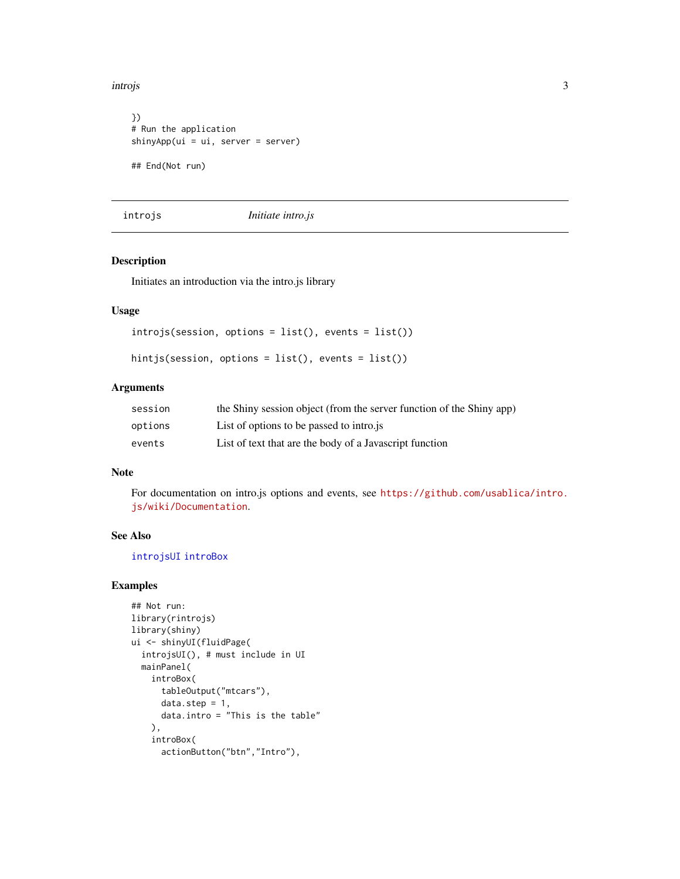```
})
# Run the application
shinyApp(ui = ui, server = server)

## End(Not run)
```

---

## introjs *Initiate intro.js*

### Description

Initiates an introduction via the intro.js library

### Usage

```
introjs(session, options = list(), events = list())

hintjs(session, options = list(), events = list())
```

### Arguments

| | |
|---|---|
| `session` | the Shiny session object (from the server function of the Shiny app) |
| `options` | List of options to be passed to intro.js |
| `events` | List of text that are the body of a Javascript function |

### Note

For documentation on intro.js options and events, see https://github.com/usablica/intro.js/wiki/Documentation.

### See Also

`introjsUI` `introBox`

### Examples

```
## Not run:
library(rintrojs)
library(shiny)
ui <- shinyUI(fluidPage(
  introjsUI(), # must include in UI
  mainPanel(
    introBox(
      tableOutput("mtcars"),
      data.step = 1,
      data.intro = "This is the table"
    ),
    introBox(
      actionButton("btn","Intro"),
```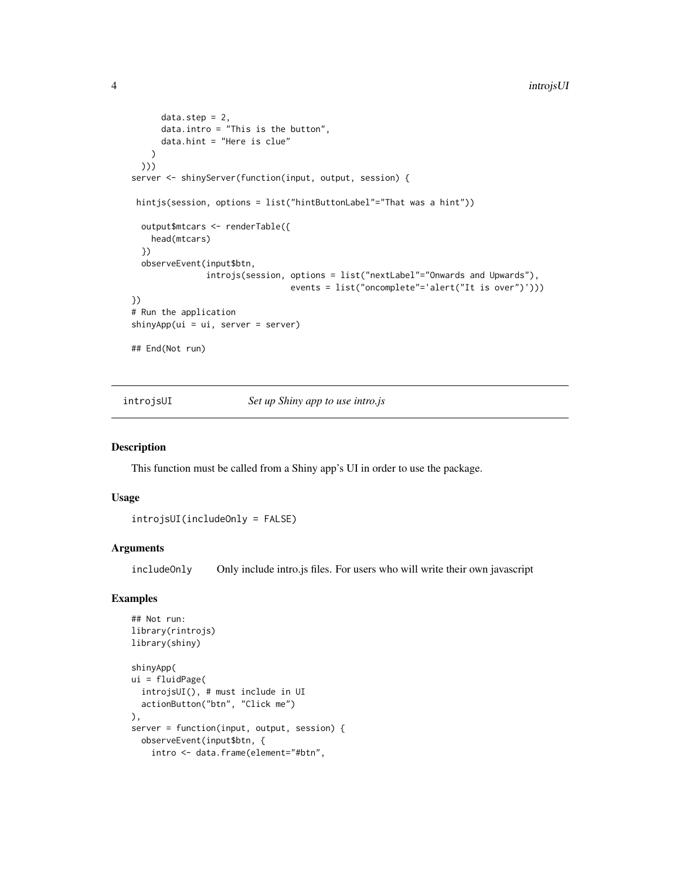```
      data.step = 2,
      data.intro = "This is the button",
      data.hint = "Here is clue"
    )
  )))
server <- shinyServer(function(input, output, session) {

 hintjs(session, options = list("hintButtonLabel"="That was a hint"))

  output$mtcars <- renderTable({
    head(mtcars)
  })
  observeEvent(input$btn,
               introjs(session, options = list("nextLabel"="Onwards and Upwards"),
                                events = list("oncomplete"='alert("It is over")')))
})
# Run the application
shinyApp(ui = ui, server = server)

## End(Not run)
```

## introjsUI — *Set up Shiny app to use intro.js*

### Description

This function must be called from a Shiny app's UI in order to use the package.

### Usage

```
introjsUI(includeOnly = FALSE)
```

### Arguments

| | |
|---|---|
| includeOnly | Only include intro.js files. For users who will write their own javascript |

### Examples

```
## Not run:
library(rintrojs)
library(shiny)

shinyApp(
ui = fluidPage(
  introjsUI(), # must include in UI
  actionButton("btn", "Click me")
),
server = function(input, output, session) {
  observeEvent(input$btn, {
    intro <- data.frame(element="#btn",
```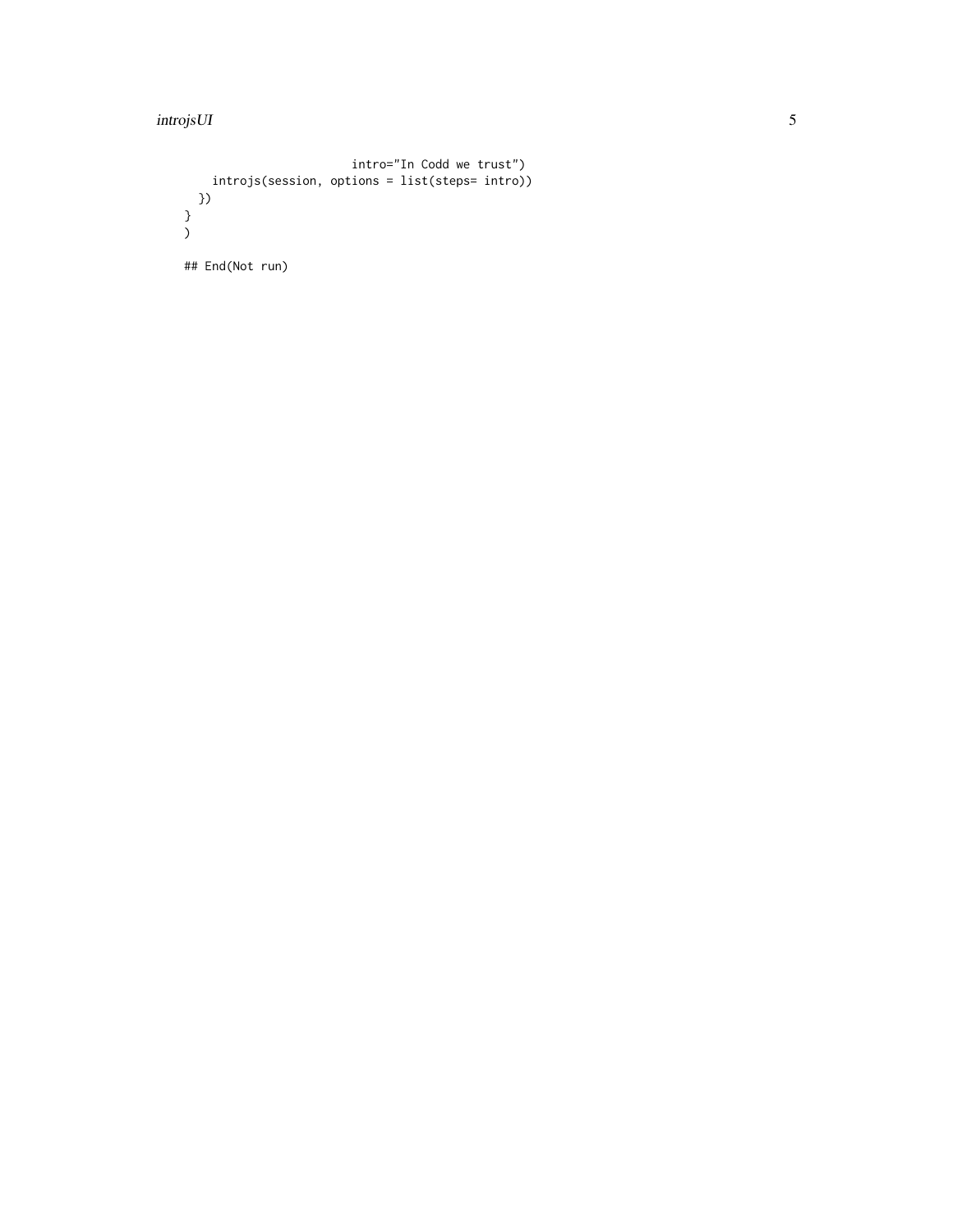```
                        intro="In Codd we trust")
      introjs(session, options = list(steps= intro))
    })
  }
  )

## End(Not run)
```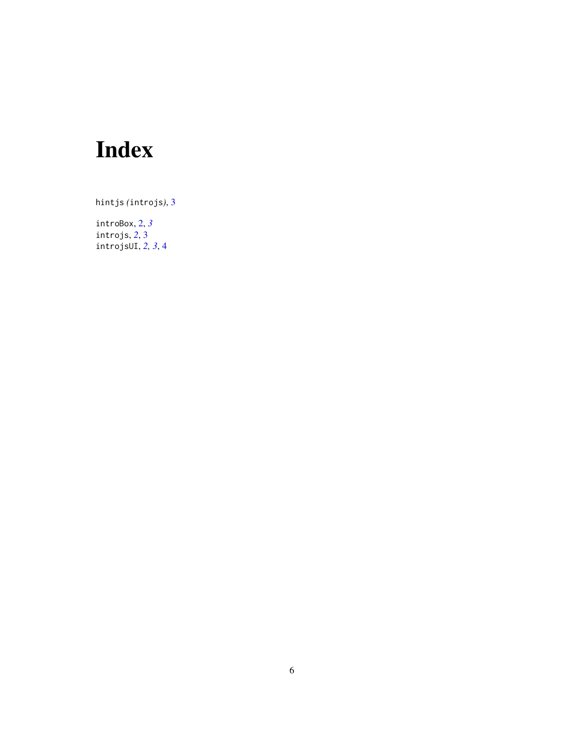# Index

hintjs (introjs), 3

introBox, 2, *3*
introjs, *2*, 3
introjsUI, *2, 3*, 4